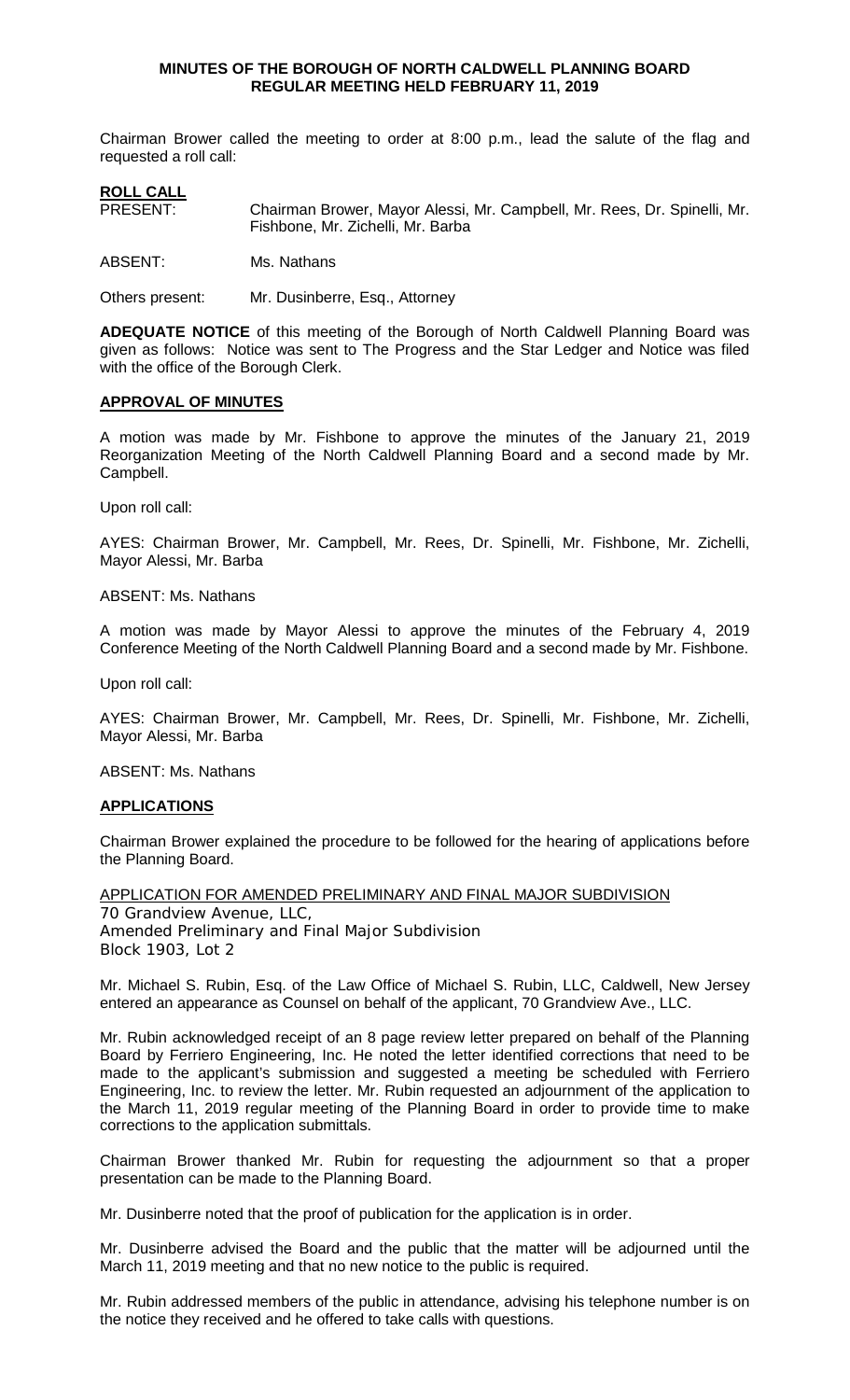# MINUTES OF THE BOROUGH OF NORTH CALDWELL PLANNING BOARD REGULAR MEETING HELD FEBRUARY 11, 2019

Chairman Brower called the meeting to order at 8:00 p.m., lead the salute of the flag and requested a roll call:

**ROLL CALL**

PRESENT: Chairman Brower, Mayor Alessi, Mr. Campbell, Mr. Rees, Dr. Spinelli, Mr. Fishbone, Mr. Zichelli, Mr. Barba

ABSENT: Ms. Nathans

Others present: Mr. Dusinberre, Esq., Attorney

**ADEQUATE NOTICE** of this meeting of the Borough of North Caldwell Planning Board was given as follows: Notice was sent to The Progress and the Star Ledger and Notice was filed with the office of the Borough Clerk.

## APPROVAL OF MINUTES

A motion was made by Mr. Fishbone to approve the minutes of the January 21, 2019 Reorganization Meeting of the North Caldwell Planning Board and a second made by Mr. Campbell.

Upon roll call:

AYES: Chairman Brower, Mr. Campbell, Mr. Rees, Dr. Spinelli, Mr. Fishbone, Mr. Zichelli, Mayor Alessi, Mr. Barba

ABSENT: Ms. Nathans

A motion was made by Mayor Alessi to approve the minutes of the February 4, 2019 Conference Meeting of the North Caldwell Planning Board and a second made by Mr. Fishbone.

Upon roll call:

AYES: Chairman Brower, Mr. Campbell, Mr. Rees, Dr. Spinelli, Mr. Fishbone, Mr. Zichelli, Mayor Alessi, Mr. Barba

ABSENT: Ms. Nathans

## APPLICATIONS

Chairman Brower explained the procedure to be followed for the hearing of applications before the Planning Board.

APPLICATION FOR AMENDED PRELIMINARY AND FINAL MAJOR SUBDIVISION
70 Grandview Avenue, LLC,
Amended Preliminary and Final Major Subdivision
Block 1903, Lot 2

Mr. Michael S. Rubin, Esq. of the Law Office of Michael S. Rubin, LLC, Caldwell, New Jersey entered an appearance as Counsel on behalf of the applicant, 70 Grandview Ave., LLC.

Mr. Rubin acknowledged receipt of an 8 page review letter prepared on behalf of the Planning Board by Ferriero Engineering, Inc. He noted the letter identified corrections that need to be made to the applicant's submission and suggested a meeting be scheduled with Ferriero Engineering, Inc. to review the letter. Mr. Rubin requested an adjournment of the application to the March 11, 2019 regular meeting of the Planning Board in order to provide time to make corrections to the application submittals.

Chairman Brower thanked Mr. Rubin for requesting the adjournment so that a proper presentation can be made to the Planning Board.

Mr. Dusinberre noted that the proof of publication for the application is in order.

Mr. Dusinberre advised the Board and the public that the matter will be adjourned until the March 11, 2019 meeting and that no new notice to the public is required.

Mr. Rubin addressed members of the public in attendance, advising his telephone number is on the notice they received and he offered to take calls with questions.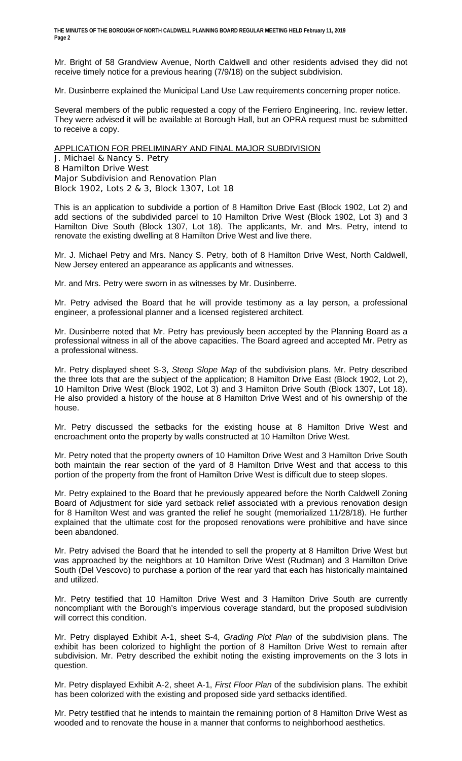Mr. Bright of 58 Grandview Avenue, North Caldwell and other residents advised they did not receive timely notice for a previous hearing (7/9/18) on the subject subdivision.

Mr. Dusinberre explained the Municipal Land Use Law requirements concerning proper notice.

Several members of the public requested a copy of the Ferriero Engineering, Inc. review letter. They were advised it will be available at Borough Hall, but an OPRA request must be submitted to receive a copy.

APPLICATION FOR PRELIMINARY AND FINAL MAJOR SUBDIVISION
J. Michael & Nancy S. Petry
8 Hamilton Drive West
Major Subdivision and Renovation Plan
Block 1902, Lots 2 & 3, Block 1307, Lot 18

This is an application to subdivide a portion of 8 Hamilton Drive East (Block 1902, Lot 2) and add sections of the subdivided parcel to 10 Hamilton Drive West (Block 1902, Lot 3) and 3 Hamilton Dive South (Block 1307, Lot 18). The applicants, Mr. and Mrs. Petry, intend to renovate the existing dwelling at 8 Hamilton Drive West and live there.

Mr. J. Michael Petry and Mrs. Nancy S. Petry, both of 8 Hamilton Drive West, North Caldwell, New Jersey entered an appearance as applicants and witnesses.

Mr. and Mrs. Petry were sworn in as witnesses by Mr. Dusinberre.

Mr. Petry advised the Board that he will provide testimony as a lay person, a professional engineer, a professional planner and a licensed registered architect.

Mr. Dusinberre noted that Mr. Petry has previously been accepted by the Planning Board as a professional witness in all of the above capacities. The Board agreed and accepted Mr. Petry as a professional witness.

Mr. Petry displayed sheet S-3, *Steep Slope Map* of the subdivision plans. Mr. Petry described the three lots that are the subject of the application; 8 Hamilton Drive East (Block 1902, Lot 2), 10 Hamilton Drive West (Block 1902, Lot 3) and 3 Hamilton Drive South (Block 1307, Lot 18). He also provided a history of the house at 8 Hamilton Drive West and of his ownership of the house.

Mr. Petry discussed the setbacks for the existing house at 8 Hamilton Drive West and encroachment onto the property by walls constructed at 10 Hamilton Drive West.

Mr. Petry noted that the property owners of 10 Hamilton Drive West and 3 Hamilton Drive South both maintain the rear section of the yard of 8 Hamilton Drive West and that access to this portion of the property from the front of Hamilton Drive West is difficult due to steep slopes.

Mr. Petry explained to the Board that he previously appeared before the North Caldwell Zoning Board of Adjustment for side yard setback relief associated with a previous renovation design for 8 Hamilton West and was granted the relief he sought (memorialized 11/28/18). He further explained that the ultimate cost for the proposed renovations were prohibitive and have since been abandoned.

Mr. Petry advised the Board that he intended to sell the property at 8 Hamilton Drive West but was approached by the neighbors at 10 Hamilton Drive West (Rudman) and 3 Hamilton Drive South (Del Vescovo) to purchase a portion of the rear yard that each has historically maintained and utilized.

Mr. Petry testified that 10 Hamilton Drive West and 3 Hamilton Drive South are currently noncompliant with the Borough's impervious coverage standard, but the proposed subdivision will correct this condition.

Mr. Petry displayed Exhibit A-1, sheet S-4, *Grading Plot Plan* of the subdivision plans. The exhibit has been colorized to highlight the portion of 8 Hamilton Drive West to remain after subdivision. Mr. Petry described the exhibit noting the existing improvements on the 3 lots in question.

Mr. Petry displayed Exhibit A-2, sheet A-1, *First Floor Plan* of the subdivision plans. The exhibit has been colorized with the existing and proposed side yard setbacks identified.

Mr. Petry testified that he intends to maintain the remaining portion of 8 Hamilton Drive West as wooded and to renovate the house in a manner that conforms to neighborhood aesthetics.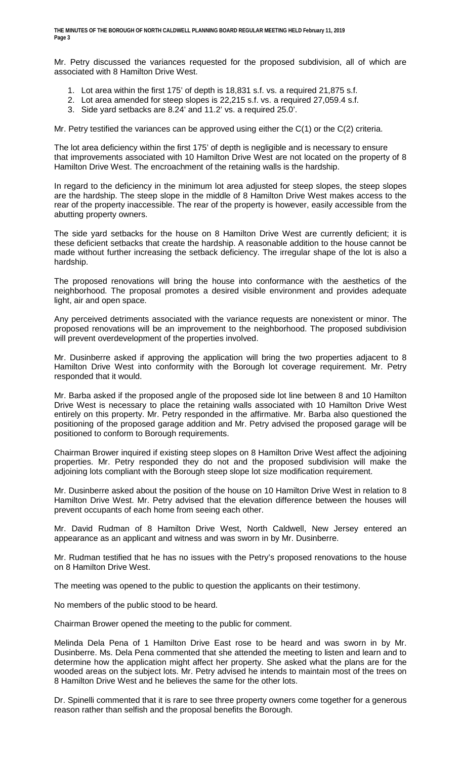Mr. Petry discussed the variances requested for the proposed subdivision, all of which are associated with 8 Hamilton Drive West.

1. Lot area within the first 175' of depth is 18,831 s.f. vs. a required 21,875 s.f.
2. Lot area amended for steep slopes is 22,215 s.f. vs. a required 27,059.4 s.f.
3. Side yard setbacks are 8.24' and 11.2' vs. a required 25.0'.

Mr. Petry testified the variances can be approved using either the C(1) or the C(2) criteria.

The lot area deficiency within the first 175' of depth is negligible and is necessary to ensure that improvements associated with 10 Hamilton Drive West are not located on the property of 8 Hamilton Drive West. The encroachment of the retaining walls is the hardship.

In regard to the deficiency in the minimum lot area adjusted for steep slopes, the steep slopes are the hardship. The steep slope in the middle of 8 Hamilton Drive West makes access to the rear of the property inaccessible. The rear of the property is however, easily accessible from the abutting property owners.

The side yard setbacks for the house on 8 Hamilton Drive West are currently deficient; it is these deficient setbacks that create the hardship. A reasonable addition to the house cannot be made without further increasing the setback deficiency. The irregular shape of the lot is also a hardship.

The proposed renovations will bring the house into conformance with the aesthetics of the neighborhood. The proposal promotes a desired visible environment and provides adequate light, air and open space.

Any perceived detriments associated with the variance requests are nonexistent or minor. The proposed renovations will be an improvement to the neighborhood. The proposed subdivision will prevent overdevelopment of the properties involved.

Mr. Dusinberre asked if approving the application will bring the two properties adjacent to 8 Hamilton Drive West into conformity with the Borough lot coverage requirement. Mr. Petry responded that it would.

Mr. Barba asked if the proposed angle of the proposed side lot line between 8 and 10 Hamilton Drive West is necessary to place the retaining walls associated with 10 Hamilton Drive West entirely on this property. Mr. Petry responded in the affirmative. Mr. Barba also questioned the positioning of the proposed garage addition and Mr. Petry advised the proposed garage will be positioned to conform to Borough requirements.

Chairman Brower inquired if existing steep slopes on 8 Hamilton Drive West affect the adjoining properties. Mr. Petry responded they do not and the proposed subdivision will make the adjoining lots compliant with the Borough steep slope lot size modification requirement.

Mr. Dusinberre asked about the position of the house on 10 Hamilton Drive West in relation to 8 Hamilton Drive West. Mr. Petry advised that the elevation difference between the houses will prevent occupants of each home from seeing each other.

Mr. David Rudman of 8 Hamilton Drive West, North Caldwell, New Jersey entered an appearance as an applicant and witness and was sworn in by Mr. Dusinberre.

Mr. Rudman testified that he has no issues with the Petry's proposed renovations to the house on 8 Hamilton Drive West.

The meeting was opened to the public to question the applicants on their testimony.

No members of the public stood to be heard.

Chairman Brower opened the meeting to the public for comment.

Melinda Dela Pena of 1 Hamilton Drive East rose to be heard and was sworn in by Mr. Dusinberre. Ms. Dela Pena commented that she attended the meeting to listen and learn and to determine how the application might affect her property. She asked what the plans are for the wooded areas on the subject lots. Mr. Petry advised he intends to maintain most of the trees on 8 Hamilton Drive West and he believes the same for the other lots.

Dr. Spinelli commented that it is rare to see three property owners come together for a generous reason rather than selfish and the proposal benefits the Borough.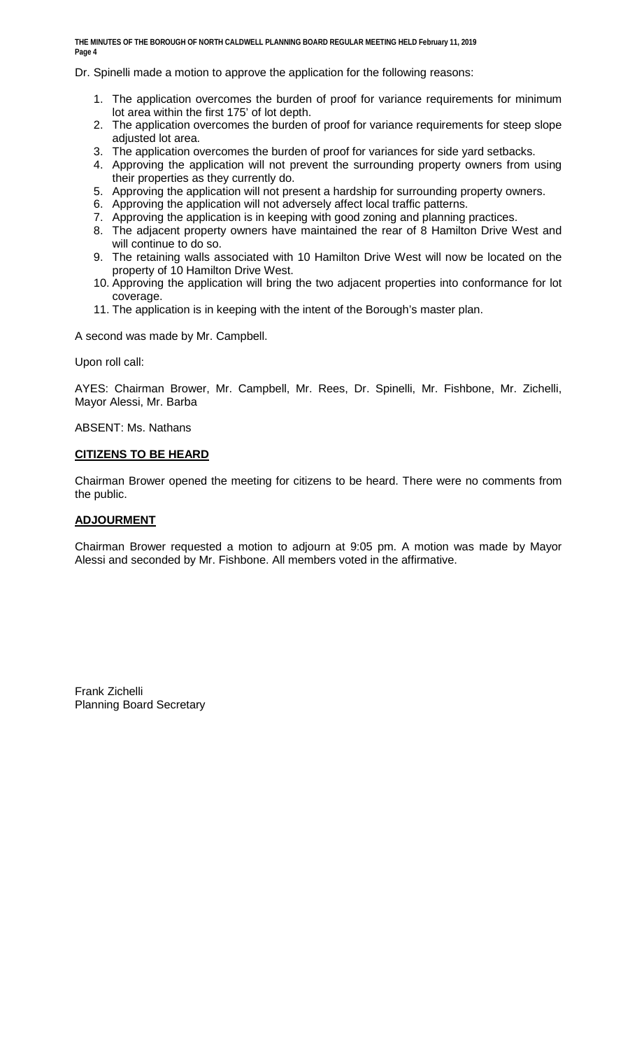Dr. Spinelli made a motion to approve the application for the following reasons:

1. The application overcomes the burden of proof for variance requirements for minimum lot area within the first 175' of lot depth.
2. The application overcomes the burden of proof for variance requirements for steep slope adjusted lot area.
3. The application overcomes the burden of proof for variances for side yard setbacks.
4. Approving the application will not prevent the surrounding property owners from using their properties as they currently do.
5. Approving the application will not present a hardship for surrounding property owners.
6. Approving the application will not adversely affect local traffic patterns.
7. Approving the application is in keeping with good zoning and planning practices.
8. The adjacent property owners have maintained the rear of 8 Hamilton Drive West and will continue to do so.
9. The retaining walls associated with 10 Hamilton Drive West will now be located on the property of 10 Hamilton Drive West.
10. Approving the application will bring the two adjacent properties into conformance for lot coverage.
11. The application is in keeping with the intent of the Borough's master plan.

A second was made by Mr. Campbell.

Upon roll call:

AYES: Chairman Brower, Mr. Campbell, Mr. Rees, Dr. Spinelli, Mr. Fishbone, Mr. Zichelli, Mayor Alessi, Mr. Barba

ABSENT: Ms. Nathans

## **CITIZENS TO BE HEARD**

Chairman Brower opened the meeting for citizens to be heard. There were no comments from the public.

## **ADJOURMENT**

Chairman Brower requested a motion to adjourn at 9:05 pm. A motion was made by Mayor Alessi and seconded by Mr. Fishbone. All members voted in the affirmative.

Frank Zichelli
Planning Board Secretary